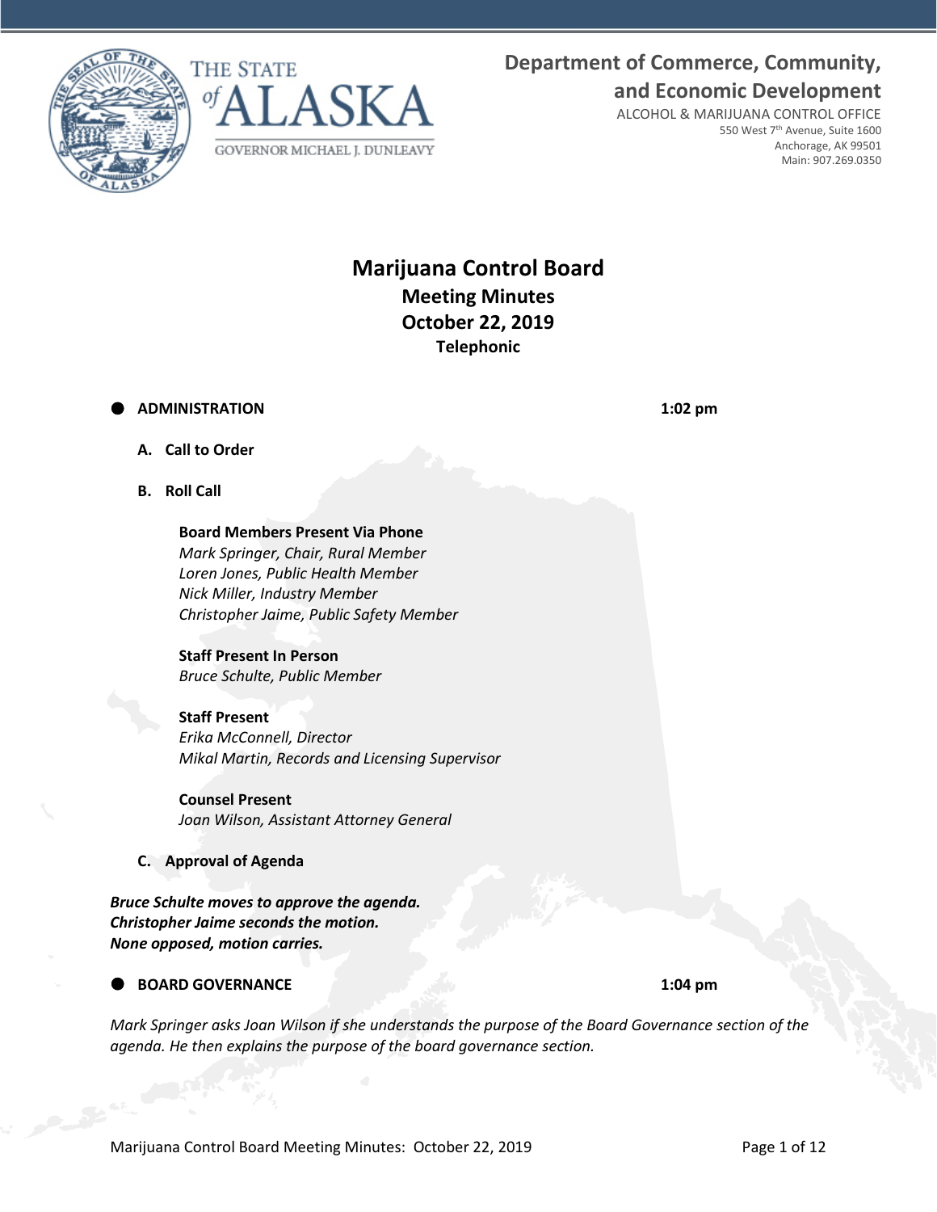**Department of Commerce, Community, and Economic Development**

ALCOHOL & MARIJUANA CONTROL OFFICE
550 West 7th Avenue, Suite 1600
Anchorage, AK 99501
Main: 907.269.0350

THE STATE of ALASKA
GOVERNOR MICHAEL J. DUNLEAVY

# Marijuana Control Board

## Meeting Minutes

## October 22, 2019

### Telephonic

- **ADMINISTRATION** **1:02 pm**

  **A. Call to Order**

  **B. Roll Call**

  **Board Members Present Via Phone**
  *Mark Springer, Chair, Rural Member*
  *Loren Jones, Public Health Member*
  *Nick Miller, Industry Member*
  *Christopher Jaime, Public Safety Member*

  **Staff Present In Person**
  *Bruce Schulte, Public Member*

  **Staff Present**
  *Erika McConnell, Director*
  *Mikal Martin, Records and Licensing Supervisor*

  **Counsel Present**
  *Joan Wilson, Assistant Attorney General*

  **C. Approval of Agenda**

***Bruce Schulte moves to approve the agenda.***
***Christopher Jaime seconds the motion.***
***None opposed, motion carries.***

- **BOARD GOVERNANCE** **1:04 pm**

*Mark Springer asks Joan Wilson if she understands the purpose of the Board Governance section of the agenda. He then explains the purpose of the board governance section.*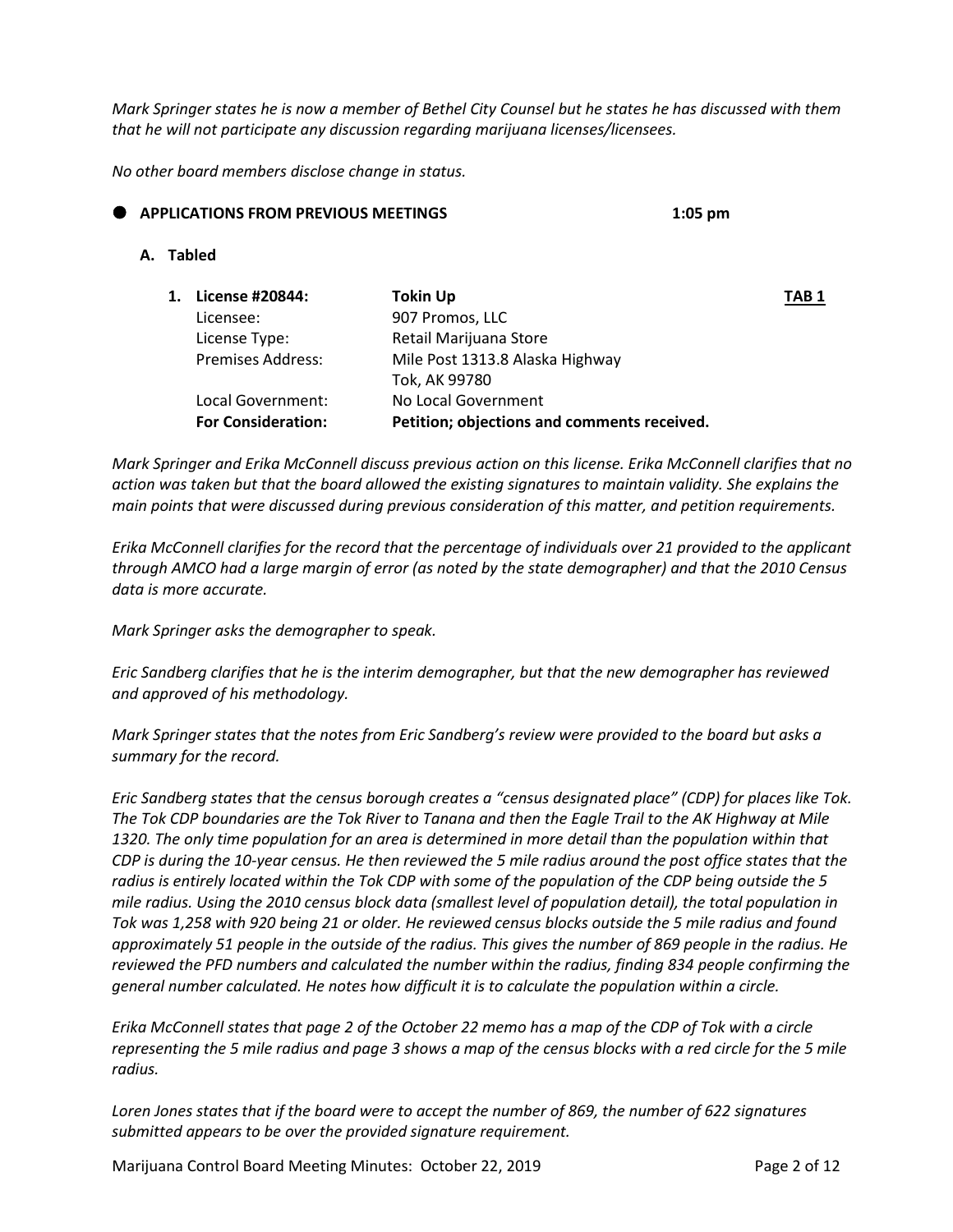*Mark Springer states he is now a member of Bethel City Counsel but he states he has discussed with them that he will not participate any discussion regarding marijuana licenses/licensees.*

*No other board members disclose change in status.*

- **APPLICATIONS FROM PREVIOUS MEETINGS** **1:05 pm**

**A. Tabled**

1. | | | |
   |---|---|---|
   | **License #20844:** | **Tokin Up** | **TAB 1** |
   | Licensee: | 907 Promos, LLC | |
   | License Type: | Retail Marijuana Store | |
   | Premises Address: | Mile Post 1313.8 Alaska Highway<br>Tok, AK 99780 | |
   | Local Government: | No Local Government | |
   | **For Consideration:** | **Petition; objections and comments received.** | |

*Mark Springer and Erika McConnell discuss previous action on this license. Erika McConnell clarifies that no action was taken but that the board allowed the existing signatures to maintain validity. She explains the main points that were discussed during previous consideration of this matter, and petition requirements.*

*Erika McConnell clarifies for the record that the percentage of individuals over 21 provided to the applicant through AMCO had a large margin of error (as noted by the state demographer) and that the 2010 Census data is more accurate.*

*Mark Springer asks the demographer to speak.*

*Eric Sandberg clarifies that he is the interim demographer, but that the new demographer has reviewed and approved of his methodology.*

*Mark Springer states that the notes from Eric Sandberg's review were provided to the board but asks a summary for the record.*

*Eric Sandberg states that the census borough creates a "census designated place" (CDP) for places like Tok. The Tok CDP boundaries are the Tok River to Tanana and then the Eagle Trail to the AK Highway at Mile 1320. The only time population for an area is determined in more detail than the population within that CDP is during the 10-year census. He then reviewed the 5 mile radius around the post office states that the radius is entirely located within the Tok CDP with some of the population of the CDP being outside the 5 mile radius. Using the 2010 census block data (smallest level of population detail), the total population in Tok was 1,258 with 920 being 21 or older. He reviewed census blocks outside the 5 mile radius and found approximately 51 people in the outside of the radius. This gives the number of 869 people in the radius. He reviewed the PFD numbers and calculated the number within the radius, finding 834 people confirming the general number calculated. He notes how difficult it is to calculate the population within a circle.*

*Erika McConnell states that page 2 of the October 22 memo has a map of the CDP of Tok with a circle representing the 5 mile radius and page 3 shows a map of the census blocks with a red circle for the 5 mile radius.*

*Loren Jones states that if the board were to accept the number of 869, the number of 622 signatures submitted appears to be over the provided signature requirement.*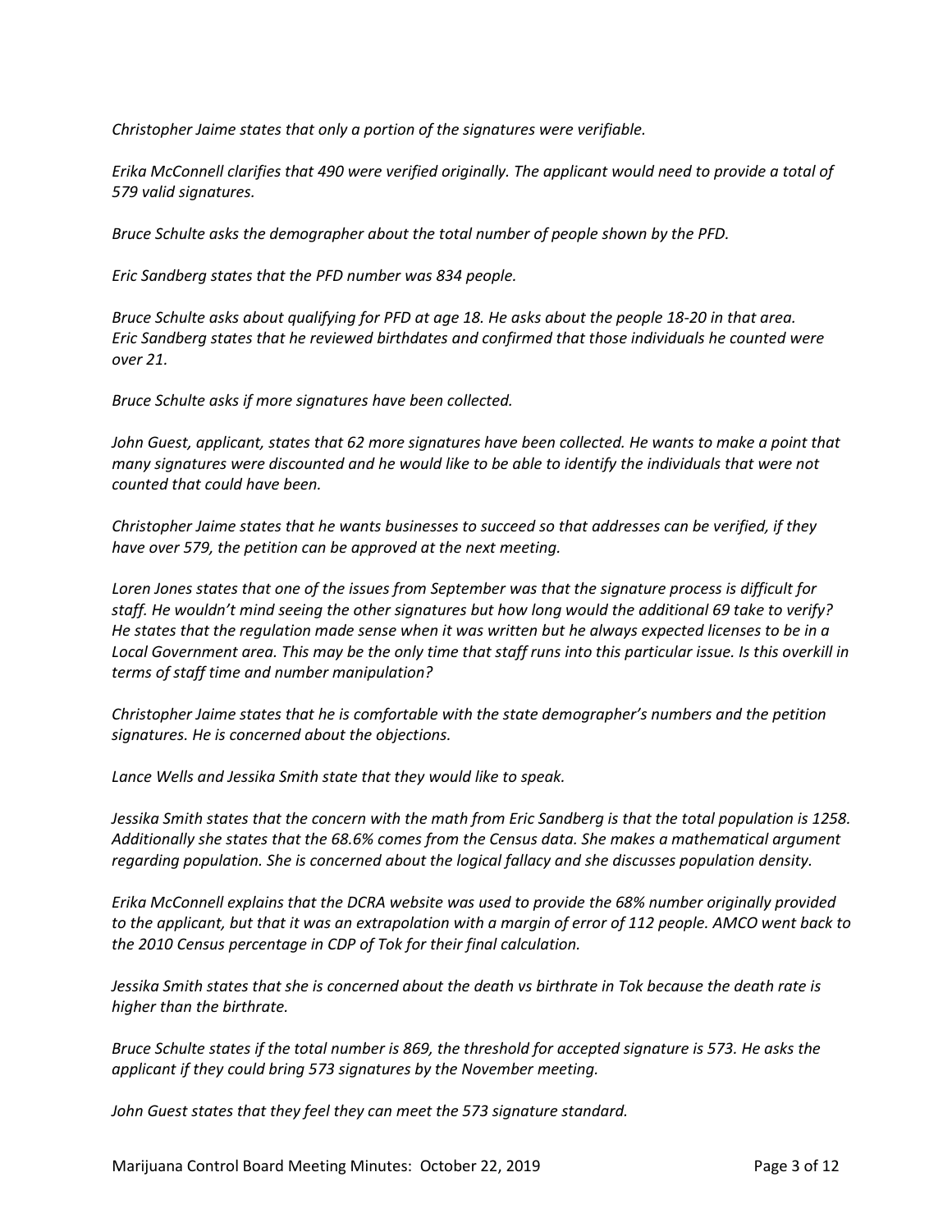*Christopher Jaime states that only a portion of the signatures were verifiable.*

*Erika McConnell clarifies that 490 were verified originally. The applicant would need to provide a total of 579 valid signatures.*

*Bruce Schulte asks the demographer about the total number of people shown by the PFD.*

*Eric Sandberg states that the PFD number was 834 people.*

*Bruce Schulte asks about qualifying for PFD at age 18. He asks about the people 18-20 in that area. Eric Sandberg states that he reviewed birthdates and confirmed that those individuals he counted were over 21.*

*Bruce Schulte asks if more signatures have been collected.*

*John Guest, applicant, states that 62 more signatures have been collected. He wants to make a point that many signatures were discounted and he would like to be able to identify the individuals that were not counted that could have been.*

*Christopher Jaime states that he wants businesses to succeed so that addresses can be verified, if they have over 579, the petition can be approved at the next meeting.*

*Loren Jones states that one of the issues from September was that the signature process is difficult for staff. He wouldn't mind seeing the other signatures but how long would the additional 69 take to verify? He states that the regulation made sense when it was written but he always expected licenses to be in a Local Government area. This may be the only time that staff runs into this particular issue. Is this overkill in terms of staff time and number manipulation?*

*Christopher Jaime states that he is comfortable with the state demographer's numbers and the petition signatures. He is concerned about the objections.*

*Lance Wells and Jessika Smith state that they would like to speak.*

*Jessika Smith states that the concern with the math from Eric Sandberg is that the total population is 1258. Additionally she states that the 68.6% comes from the Census data. She makes a mathematical argument regarding population. She is concerned about the logical fallacy and she discusses population density.*

*Erika McConnell explains that the DCRA website was used to provide the 68% number originally provided to the applicant, but that it was an extrapolation with a margin of error of 112 people. AMCO went back to the 2010 Census percentage in CDP of Tok for their final calculation.*

*Jessika Smith states that she is concerned about the death vs birthrate in Tok because the death rate is higher than the birthrate.*

*Bruce Schulte states if the total number is 869, the threshold for accepted signature is 573. He asks the applicant if they could bring 573 signatures by the November meeting.*

*John Guest states that they feel they can meet the 573 signature standard.*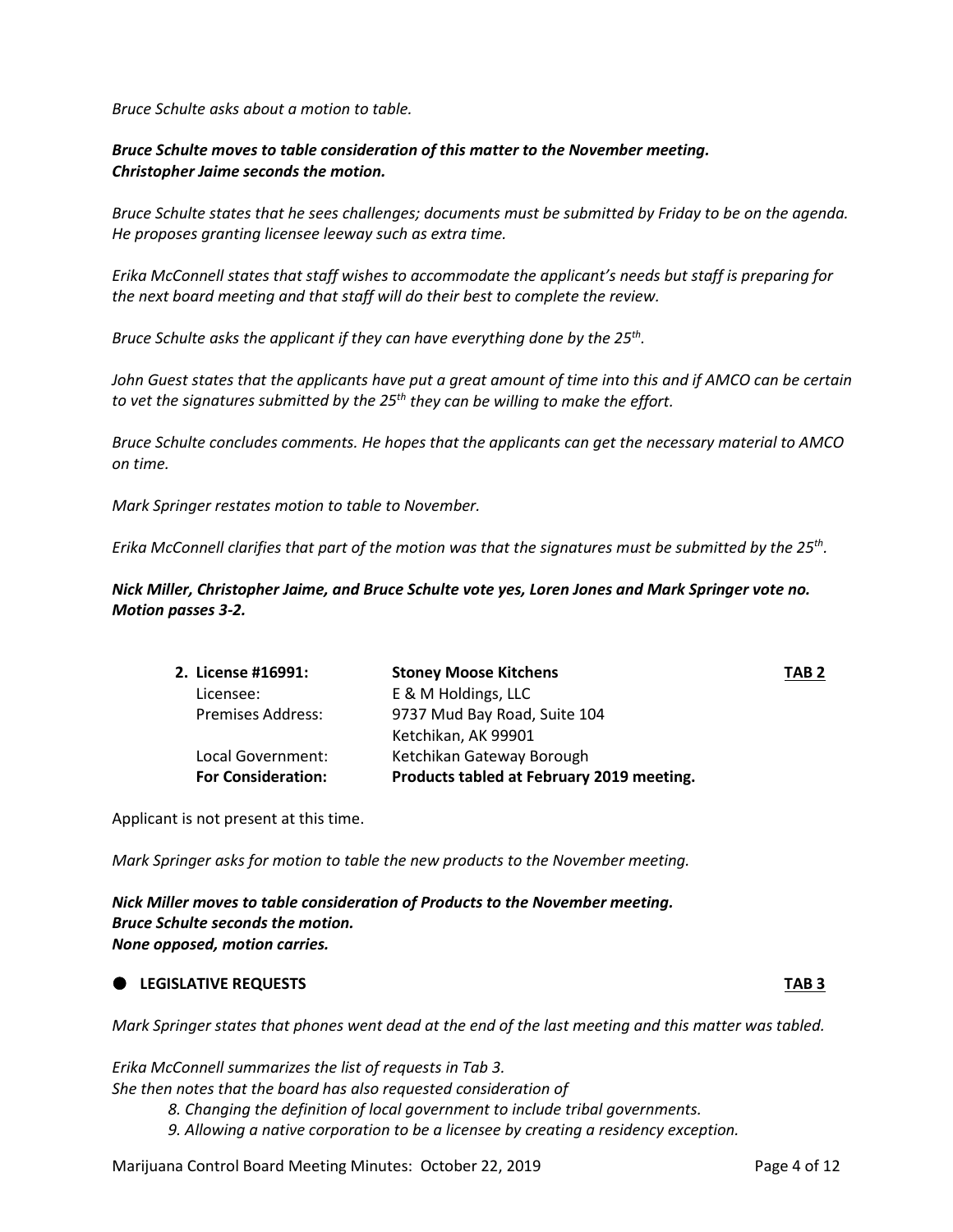*Bruce Schulte asks about a motion to table.*

***Bruce Schulte moves to table consideration of this matter to the November meeting.***
***Christopher Jaime seconds the motion.***

*Bruce Schulte states that he sees challenges; documents must be submitted by Friday to be on the agenda. He proposes granting licensee leeway such as extra time.*

*Erika McConnell states that staff wishes to accommodate the applicant's needs but staff is preparing for the next board meeting and that staff will do their best to complete the review.*

*Bruce Schulte asks the applicant if they can have everything done by the 25th.*

*John Guest states that the applicants have put a great amount of time into this and if AMCO can be certain to vet the signatures submitted by the 25th they can be willing to make the effort.*

*Bruce Schulte concludes comments. He hopes that the applicants can get the necessary material to AMCO on time.*

*Mark Springer restates motion to table to November.*

*Erika McConnell clarifies that part of the motion was that the signatures must be submitted by the 25th.*

***Nick Miller, Christopher Jaime, and Bruce Schulte vote yes, Loren Jones and Mark Springer vote no. Motion passes 3-2.***

| **2. License #16991:** | **Stoney Moose Kitchens** | **TAB 2** |
|---|---|---|
| Licensee: | E & M Holdings, LLC | |
| Premises Address: | 9737 Mud Bay Road, Suite 104<br>Ketchikan, AK 99901 | |
| Local Government: | Ketchikan Gateway Borough | |
| **For Consideration:** | **Products tabled at February 2019 meeting.** | |

Applicant is not present at this time.

*Mark Springer asks for motion to table the new products to the November meeting.*

***Nick Miller moves to table consideration of Products to the November meeting.***
***Bruce Schulte seconds the motion.***
***None opposed, motion carries.***

- **LEGISLATIVE REQUESTS** **TAB 3**

*Mark Springer states that phones went dead at the end of the last meeting and this matter was tabled.*

*Erika McConnell summarizes the list of requests in Tab 3.*
*She then notes that the board has also requested consideration of*

*8. Changing the definition of local government to include tribal governments.*
*9. Allowing a native corporation to be a licensee by creating a residency exception.*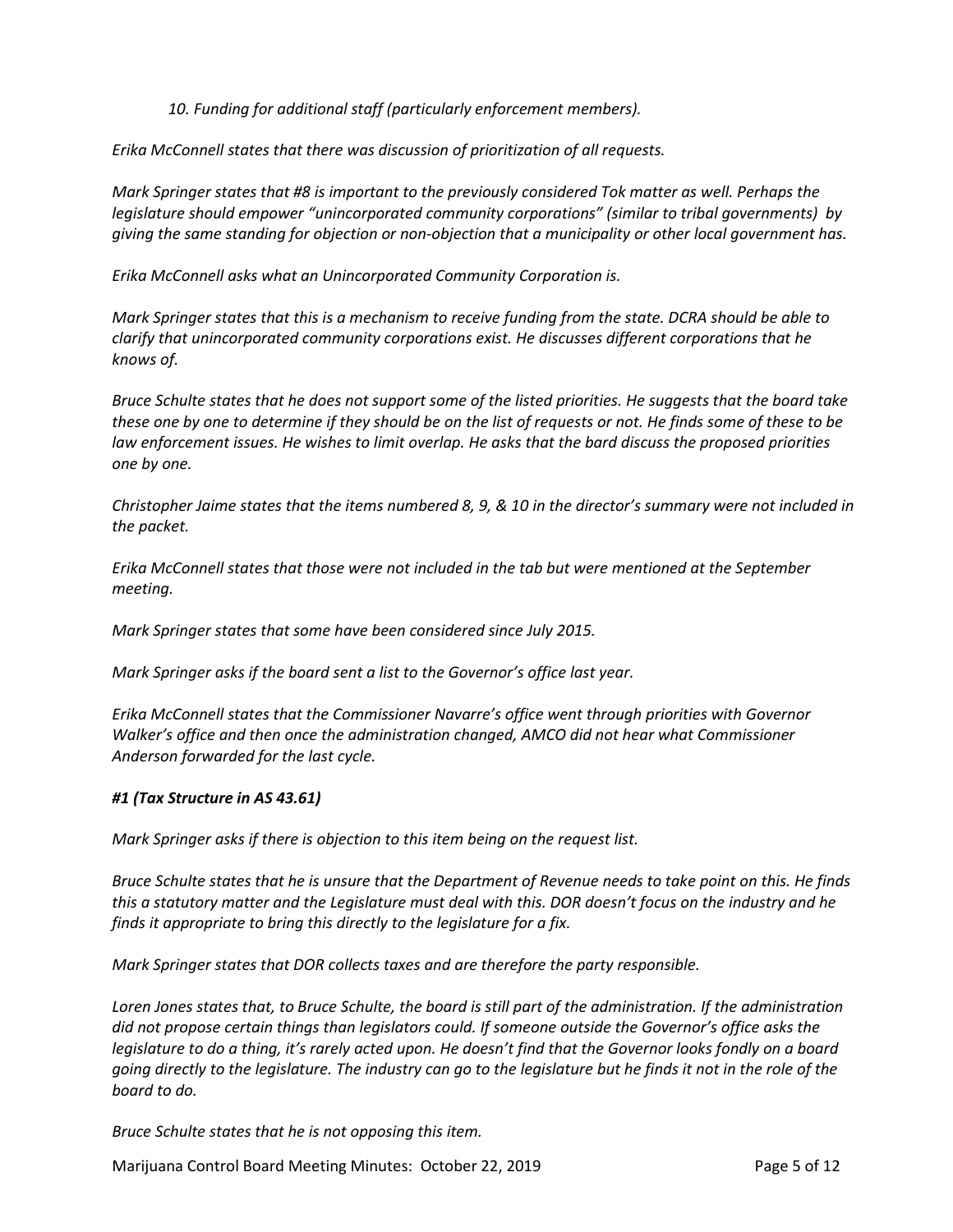*10. Funding for additional staff (particularly enforcement members).*

*Erika McConnell states that there was discussion of prioritization of all requests.*

*Mark Springer states that #8 is important to the previously considered Tok matter as well. Perhaps the legislature should empower "unincorporated community corporations" (similar to tribal governments) by giving the same standing for objection or non-objection that a municipality or other local government has.*

*Erika McConnell asks what an Unincorporated Community Corporation is.*

*Mark Springer states that this is a mechanism to receive funding from the state. DCRA should be able to clarify that unincorporated community corporations exist. He discusses different corporations that he knows of.*

*Bruce Schulte states that he does not support some of the listed priorities. He suggests that the board take these one by one to determine if they should be on the list of requests or not. He finds some of these to be law enforcement issues. He wishes to limit overlap. He asks that the bard discuss the proposed priorities one by one.*

*Christopher Jaime states that the items numbered 8, 9, & 10 in the director's summary were not included in the packet.*

*Erika McConnell states that those were not included in the tab but were mentioned at the September meeting.*

*Mark Springer states that some have been considered since July 2015.*

*Mark Springer asks if the board sent a list to the Governor's office last year.*

*Erika McConnell states that the Commissioner Navarre's office went through priorities with Governor Walker's office and then once the administration changed, AMCO did not hear what Commissioner Anderson forwarded for the last cycle.*

***#1 (Tax Structure in AS 43.61)***

*Mark Springer asks if there is objection to this item being on the request list.*

*Bruce Schulte states that he is unsure that the Department of Revenue needs to take point on this. He finds this a statutory matter and the Legislature must deal with this. DOR doesn't focus on the industry and he finds it appropriate to bring this directly to the legislature for a fix.*

*Mark Springer states that DOR collects taxes and are therefore the party responsible.*

*Loren Jones states that, to Bruce Schulte, the board is still part of the administration. If the administration did not propose certain things than legislators could. If someone outside the Governor's office asks the legislature to do a thing, it's rarely acted upon. He doesn't find that the Governor looks fondly on a board going directly to the legislature. The industry can go to the legislature but he finds it not in the role of the board to do.*

*Bruce Schulte states that he is not opposing this item.*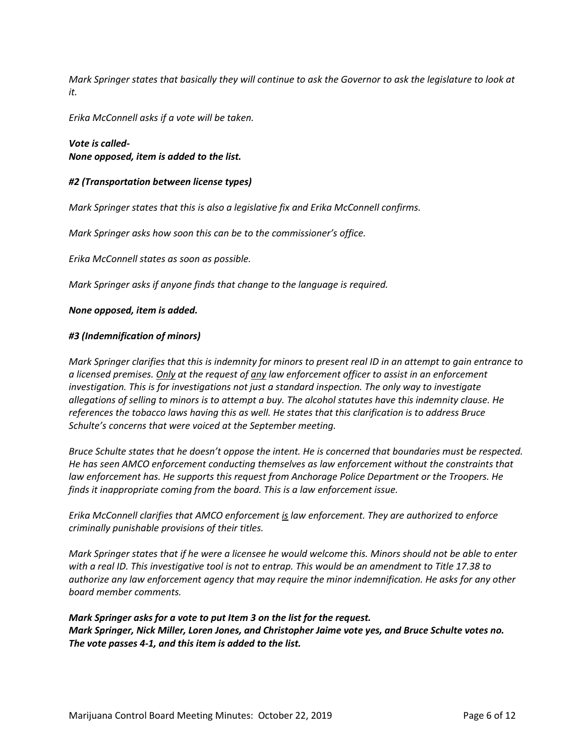*Mark Springer states that basically they will continue to ask the Governor to ask the legislature to look at it.*

*Erika McConnell asks if a vote will be taken.*

***Vote is called-***
***None opposed, item is added to the list.***

***#2 (Transportation between license types)***

*Mark Springer states that this is also a legislative fix and Erika McConnell confirms.*

*Mark Springer asks how soon this can be to the commissioner's office.*

*Erika McConnell states as soon as possible.*

*Mark Springer asks if anyone finds that change to the language is required.*

***None opposed, item is added.***

***#3 (Indemnification of minors)***

*Mark Springer clarifies that this is indemnity for minors to present real ID in an attempt to gain entrance to a licensed premises. <u>Only</u> at the request of <u>any</u> law enforcement officer to assist in an enforcement investigation. This is for investigations not just a standard inspection. The only way to investigate allegations of selling to minors is to attempt a buy. The alcohol statutes have this indemnity clause. He references the tobacco laws having this as well. He states that this clarification is to address Bruce Schulte's concerns that were voiced at the September meeting.*

*Bruce Schulte states that he doesn't oppose the intent. He is concerned that boundaries must be respected. He has seen AMCO enforcement conducting themselves as law enforcement without the constraints that law enforcement has. He supports this request from Anchorage Police Department or the Troopers. He finds it inappropriate coming from the board. This is a law enforcement issue.*

*Erika McConnell clarifies that AMCO enforcement <u>is</u> law enforcement. They are authorized to enforce criminally punishable provisions of their titles.*

*Mark Springer states that if he were a licensee he would welcome this. Minors should not be able to enter with a real ID. This investigative tool is not to entrap. This would be an amendment to Title 17.38 to authorize any law enforcement agency that may require the minor indemnification. He asks for any other board member comments.*

***Mark Springer asks for a vote to put Item 3 on the list for the request.***
***Mark Springer, Nick Miller, Loren Jones, and Christopher Jaime vote yes, and Bruce Schulte votes no. The vote passes 4-1, and this item is added to the list.***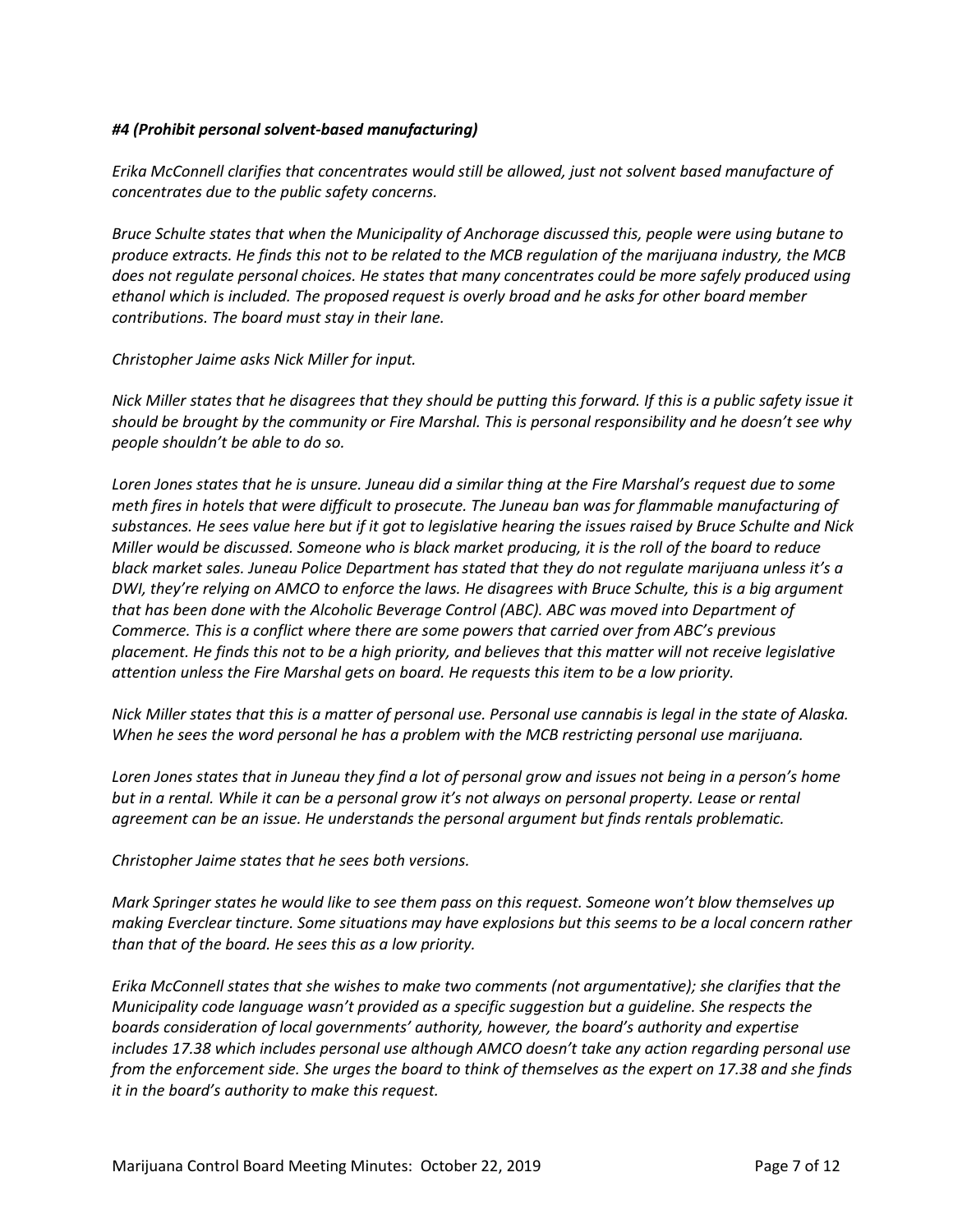***#4 (Prohibit personal solvent-based manufacturing)***

*Erika McConnell clarifies that concentrates would still be allowed, just not solvent based manufacture of concentrates due to the public safety concerns.*

*Bruce Schulte states that when the Municipality of Anchorage discussed this, people were using butane to produce extracts. He finds this not to be related to the MCB regulation of the marijuana industry, the MCB does not regulate personal choices. He states that many concentrates could be more safely produced using ethanol which is included. The proposed request is overly broad and he asks for other board member contributions. The board must stay in their lane.*

*Christopher Jaime asks Nick Miller for input.*

*Nick Miller states that he disagrees that they should be putting this forward. If this is a public safety issue it should be brought by the community or Fire Marshal. This is personal responsibility and he doesn't see why people shouldn't be able to do so.*

*Loren Jones states that he is unsure. Juneau did a similar thing at the Fire Marshal's request due to some meth fires in hotels that were difficult to prosecute. The Juneau ban was for flammable manufacturing of substances. He sees value here but if it got to legislative hearing the issues raised by Bruce Schulte and Nick Miller would be discussed. Someone who is black market producing, it is the roll of the board to reduce black market sales. Juneau Police Department has stated that they do not regulate marijuana unless it's a DWI, they're relying on AMCO to enforce the laws. He disagrees with Bruce Schulte, this is a big argument that has been done with the Alcoholic Beverage Control (ABC). ABC was moved into Department of Commerce. This is a conflict where there are some powers that carried over from ABC's previous placement. He finds this not to be a high priority, and believes that this matter will not receive legislative attention unless the Fire Marshal gets on board. He requests this item to be a low priority.*

*Nick Miller states that this is a matter of personal use. Personal use cannabis is legal in the state of Alaska. When he sees the word personal he has a problem with the MCB restricting personal use marijuana.*

*Loren Jones states that in Juneau they find a lot of personal grow and issues not being in a person's home but in a rental. While it can be a personal grow it's not always on personal property. Lease or rental agreement can be an issue. He understands the personal argument but finds rentals problematic.*

*Christopher Jaime states that he sees both versions.*

*Mark Springer states he would like to see them pass on this request. Someone won't blow themselves up making Everclear tincture. Some situations may have explosions but this seems to be a local concern rather than that of the board. He sees this as a low priority.*

*Erika McConnell states that she wishes to make two comments (not argumentative); she clarifies that the Municipality code language wasn't provided as a specific suggestion but a guideline. She respects the boards consideration of local governments' authority, however, the board's authority and expertise includes 17.38 which includes personal use although AMCO doesn't take any action regarding personal use from the enforcement side. She urges the board to think of themselves as the expert on 17.38 and she finds it in the board's authority to make this request.*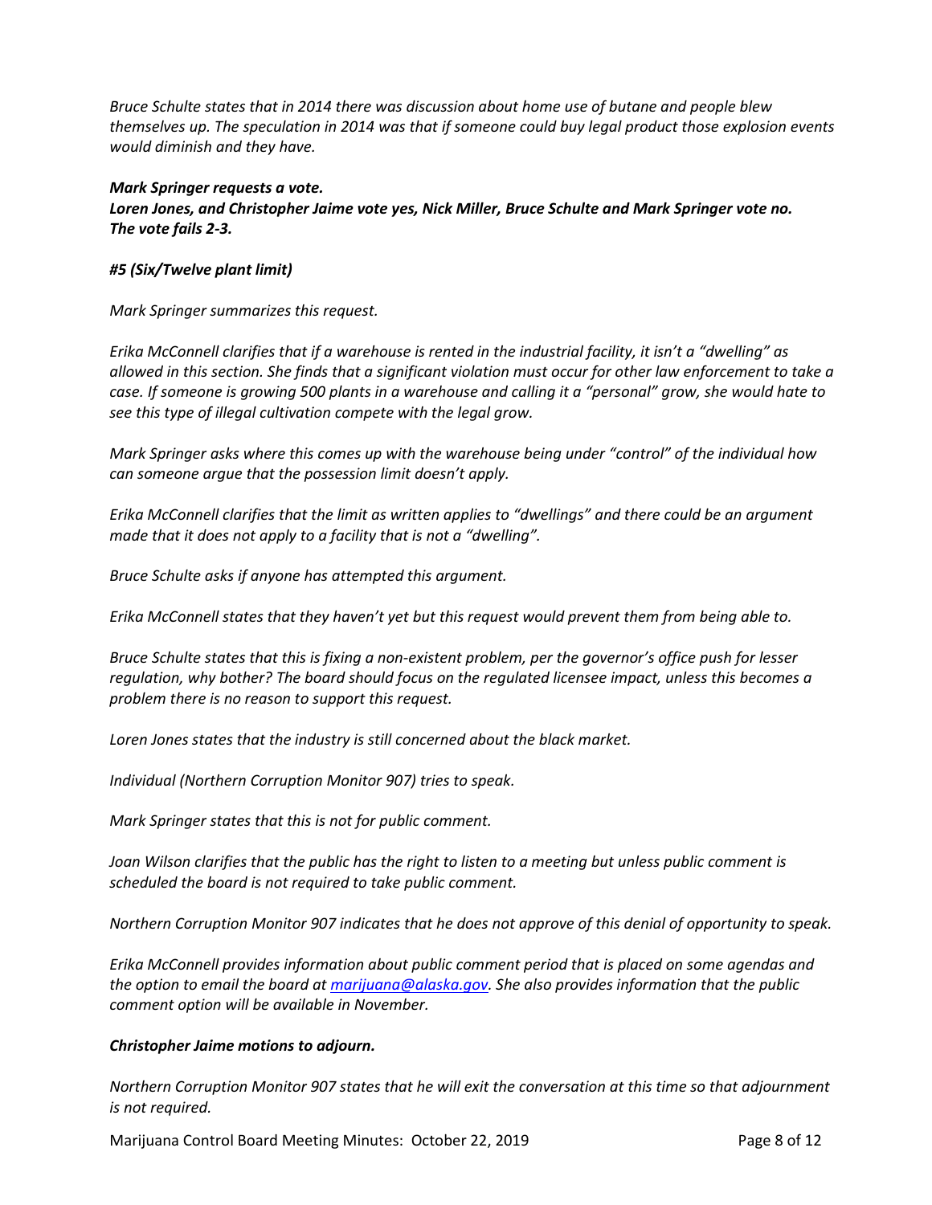*Bruce Schulte states that in 2014 there was discussion about home use of butane and people blew themselves up. The speculation in 2014 was that if someone could buy legal product those explosion events would diminish and they have.*

***Mark Springer requests a vote.***
***Loren Jones, and Christopher Jaime vote yes, Nick Miller, Bruce Schulte and Mark Springer vote no.***
***The vote fails 2-3.***

***#5 (Six/Twelve plant limit)***

*Mark Springer summarizes this request.*

*Erika McConnell clarifies that if a warehouse is rented in the industrial facility, it isn't a "dwelling" as allowed in this section. She finds that a significant violation must occur for other law enforcement to take a case. If someone is growing 500 plants in a warehouse and calling it a "personal" grow, she would hate to see this type of illegal cultivation compete with the legal grow.*

*Mark Springer asks where this comes up with the warehouse being under "control" of the individual how can someone argue that the possession limit doesn't apply.*

*Erika McConnell clarifies that the limit as written applies to "dwellings" and there could be an argument made that it does not apply to a facility that is not a "dwelling".*

*Bruce Schulte asks if anyone has attempted this argument.*

*Erika McConnell states that they haven't yet but this request would prevent them from being able to.*

*Bruce Schulte states that this is fixing a non-existent problem, per the governor's office push for lesser regulation, why bother? The board should focus on the regulated licensee impact, unless this becomes a problem there is no reason to support this request.*

*Loren Jones states that the industry is still concerned about the black market.*

*Individual (Northern Corruption Monitor 907) tries to speak.*

*Mark Springer states that this is not for public comment.*

*Joan Wilson clarifies that the public has the right to listen to a meeting but unless public comment is scheduled the board is not required to take public comment.*

*Northern Corruption Monitor 907 indicates that he does not approve of this denial of opportunity to speak.*

*Erika McConnell provides information about public comment period that is placed on some agendas and the option to email the board at marijuana@alaska.gov. She also provides information that the public comment option will be available in November.*

***Christopher Jaime motions to adjourn.***

*Northern Corruption Monitor 907 states that he will exit the conversation at this time so that adjournment is not required.*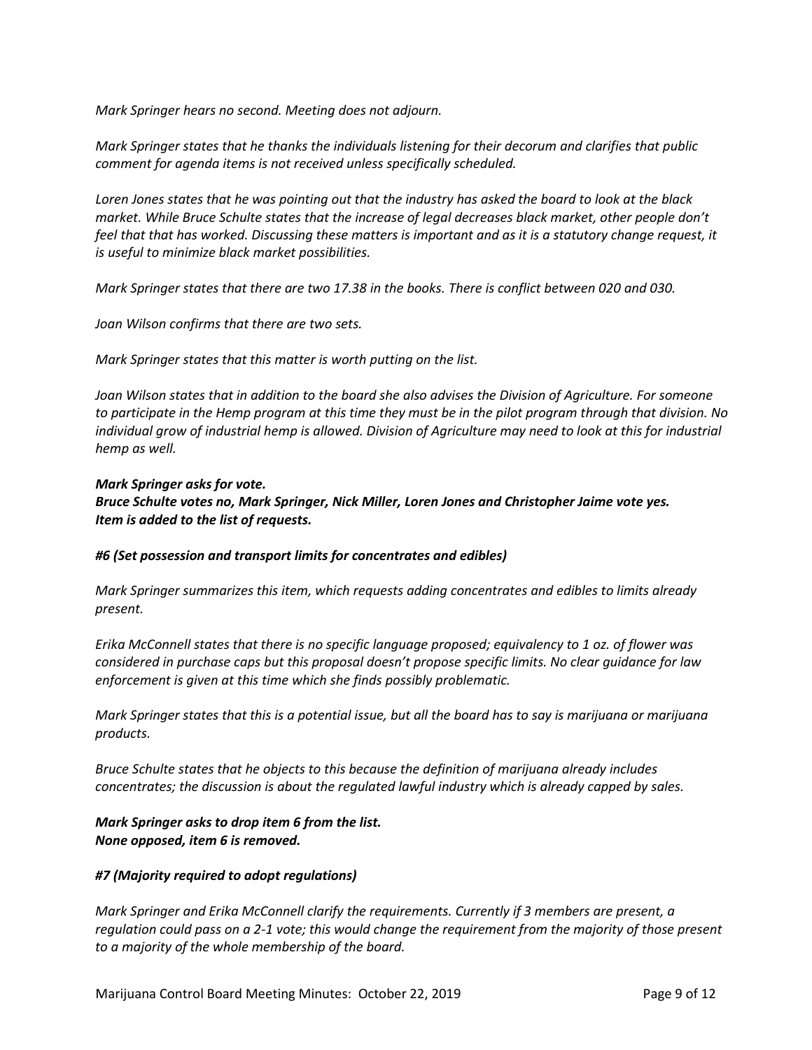*Mark Springer hears no second. Meeting does not adjourn.*

*Mark Springer states that he thanks the individuals listening for their decorum and clarifies that public comment for agenda items is not received unless specifically scheduled.*

*Loren Jones states that he was pointing out that the industry has asked the board to look at the black market. While Bruce Schulte states that the increase of legal decreases black market, other people don't feel that that has worked. Discussing these matters is important and as it is a statutory change request, it is useful to minimize black market possibilities.*

*Mark Springer states that there are two 17.38 in the books. There is conflict between 020 and 030.*

*Joan Wilson confirms that there are two sets.*

*Mark Springer states that this matter is worth putting on the list.*

*Joan Wilson states that in addition to the board she also advises the Division of Agriculture. For someone to participate in the Hemp program at this time they must be in the pilot program through that division. No individual grow of industrial hemp is allowed. Division of Agriculture may need to look at this for industrial hemp as well.*

***Mark Springer asks for vote.***
***Bruce Schulte votes no, Mark Springer, Nick Miller, Loren Jones and Christopher Jaime vote yes.***
***Item is added to the list of requests.***

***#6 (Set possession and transport limits for concentrates and edibles)***

*Mark Springer summarizes this item, which requests adding concentrates and edibles to limits already present.*

*Erika McConnell states that there is no specific language proposed; equivalency to 1 oz. of flower was considered in purchase caps but this proposal doesn't propose specific limits. No clear guidance for law enforcement is given at this time which she finds possibly problematic.*

*Mark Springer states that this is a potential issue, but all the board has to say is marijuana or marijuana products.*

*Bruce Schulte states that he objects to this because the definition of marijuana already includes concentrates; the discussion is about the regulated lawful industry which is already capped by sales.*

***Mark Springer asks to drop item 6 from the list.***
***None opposed, item 6 is removed.***

***#7 (Majority required to adopt regulations)***

*Mark Springer and Erika McConnell clarify the requirements. Currently if 3 members are present, a regulation could pass on a 2-1 vote; this would change the requirement from the majority of those present to a majority of the whole membership of the board.*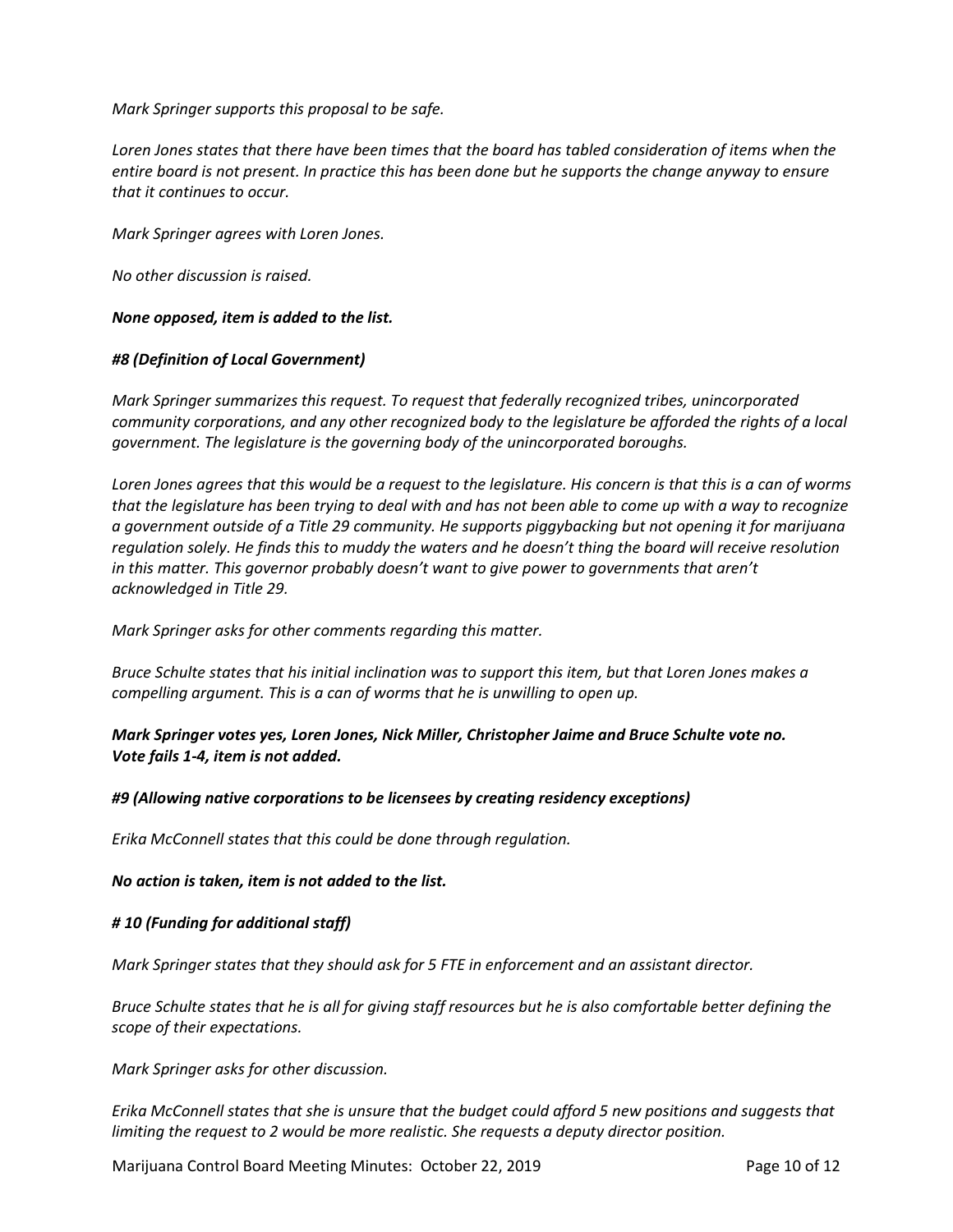*Mark Springer supports this proposal to be safe.*

*Loren Jones states that there have been times that the board has tabled consideration of items when the entire board is not present. In practice this has been done but he supports the change anyway to ensure that it continues to occur.*

*Mark Springer agrees with Loren Jones.*

*No other discussion is raised.*

***None opposed, item is added to the list.***

***#8 (Definition of Local Government)***

*Mark Springer summarizes this request. To request that federally recognized tribes, unincorporated community corporations, and any other recognized body to the legislature be afforded the rights of a local government. The legislature is the governing body of the unincorporated boroughs.*

*Loren Jones agrees that this would be a request to the legislature. His concern is that this is a can of worms that the legislature has been trying to deal with and has not been able to come up with a way to recognize a government outside of a Title 29 community. He supports piggybacking but not opening it for marijuana regulation solely. He finds this to muddy the waters and he doesn't thing the board will receive resolution in this matter. This governor probably doesn't want to give power to governments that aren't acknowledged in Title 29.*

*Mark Springer asks for other comments regarding this matter.*

*Bruce Schulte states that his initial inclination was to support this item, but that Loren Jones makes a compelling argument. This is a can of worms that he is unwilling to open up.*

***Mark Springer votes yes, Loren Jones, Nick Miller, Christopher Jaime and Bruce Schulte vote no. Vote fails 1-4, item is not added.***

***#9 (Allowing native corporations to be licensees by creating residency exceptions)***

*Erika McConnell states that this could be done through regulation.*

***No action is taken, item is not added to the list.***

***# 10 (Funding for additional staff)***

*Mark Springer states that they should ask for 5 FTE in enforcement and an assistant director.*

*Bruce Schulte states that he is all for giving staff resources but he is also comfortable better defining the scope of their expectations.*

*Mark Springer asks for other discussion.*

*Erika McConnell states that she is unsure that the budget could afford 5 new positions and suggests that limiting the request to 2 would be more realistic. She requests a deputy director position.*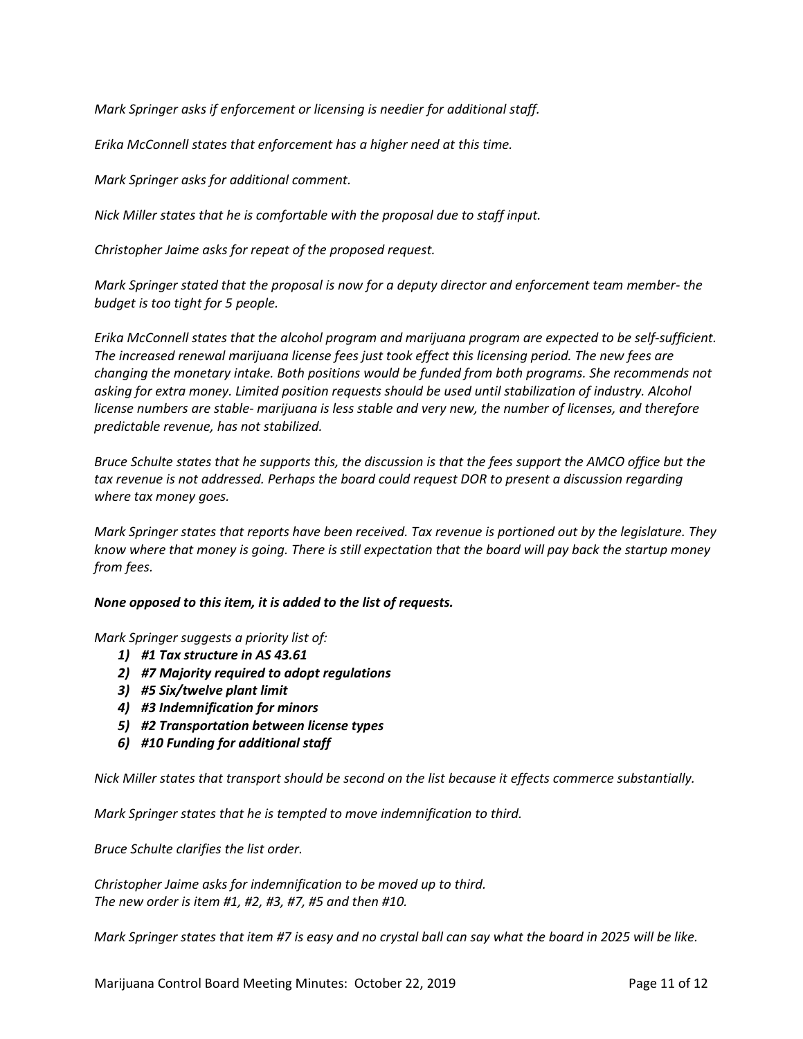*Mark Springer asks if enforcement or licensing is needier for additional staff.*

*Erika McConnell states that enforcement has a higher need at this time.*

*Mark Springer asks for additional comment.*

*Nick Miller states that he is comfortable with the proposal due to staff input.*

*Christopher Jaime asks for repeat of the proposed request.*

*Mark Springer stated that the proposal is now for a deputy director and enforcement team member- the budget is too tight for 5 people.*

*Erika McConnell states that the alcohol program and marijuana program are expected to be self-sufficient. The increased renewal marijuana license fees just took effect this licensing period. The new fees are changing the monetary intake. Both positions would be funded from both programs. She recommends not asking for extra money. Limited position requests should be used until stabilization of industry. Alcohol license numbers are stable- marijuana is less stable and very new, the number of licenses, and therefore predictable revenue, has not stabilized.*

*Bruce Schulte states that he supports this, the discussion is that the fees support the AMCO office but the tax revenue is not addressed. Perhaps the board could request DOR to present a discussion regarding where tax money goes.*

*Mark Springer states that reports have been received. Tax revenue is portioned out by the legislature. They know where that money is going. There is still expectation that the board will pay back the startup money from fees.*

***None opposed to this item, it is added to the list of requests.***

*Mark Springer suggests a priority list of:*

1) ***#1 Tax structure in AS 43.61***
2) ***#7 Majority required to adopt regulations***
3) ***#5 Six/twelve plant limit***
4) ***#3 Indemnification for minors***
5) ***#2 Transportation between license types***
6) ***#10 Funding for additional staff***

*Nick Miller states that transport should be second on the list because it effects commerce substantially.*

*Mark Springer states that he is tempted to move indemnification to third.*

*Bruce Schulte clarifies the list order.*

*Christopher Jaime asks for indemnification to be moved up to third.*
*The new order is item #1, #2, #3, #7, #5 and then #10.*

*Mark Springer states that item #7 is easy and no crystal ball can say what the board in 2025 will be like.*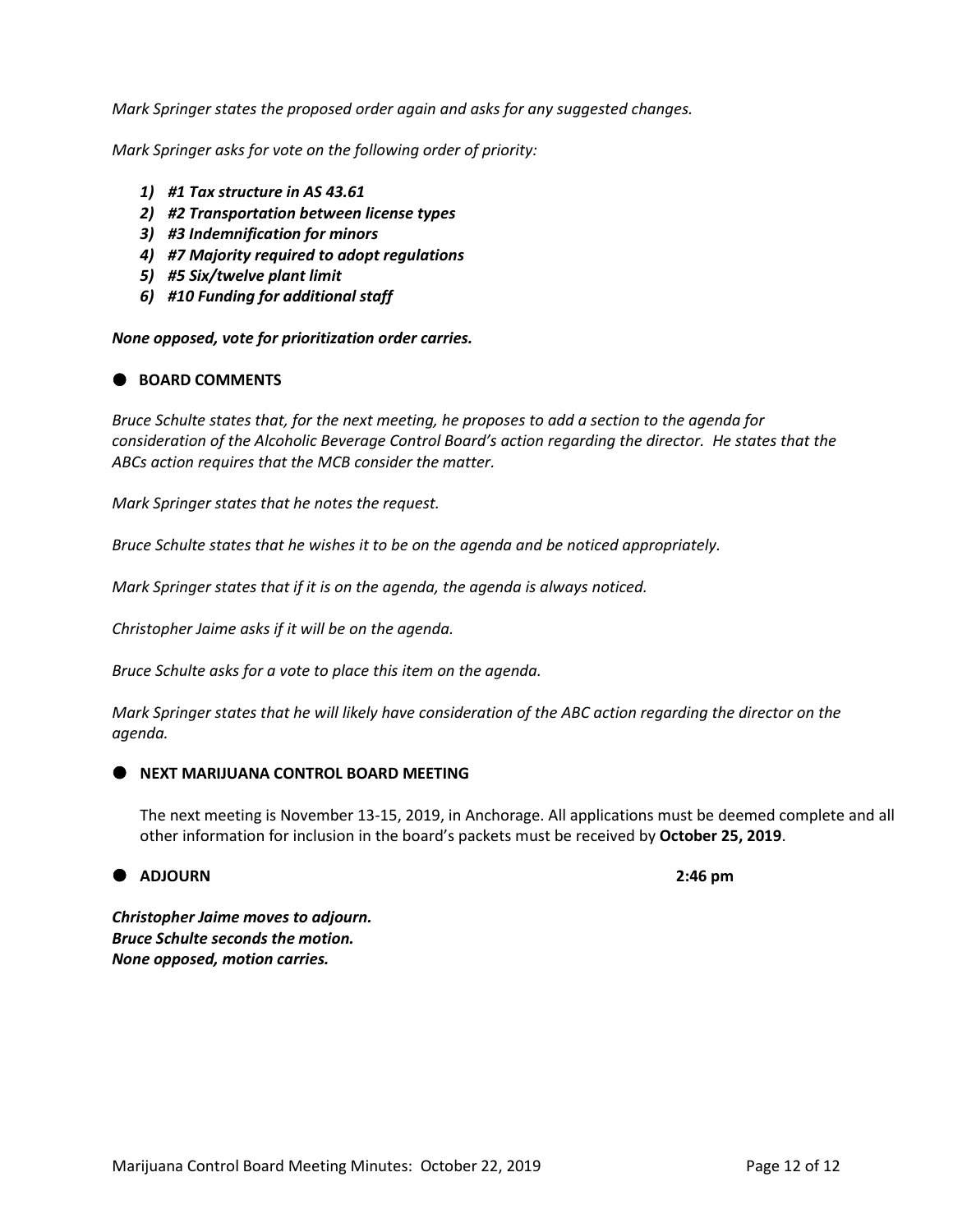*Mark Springer states the proposed order again and asks for any suggested changes.*

*Mark Springer asks for vote on the following order of priority:*

1) ***#1 Tax structure in AS 43.61***
2) ***#2 Transportation between license types***
3) ***#3 Indemnification for minors***
4) ***#7 Majority required to adopt regulations***
5) ***#5 Six/twelve plant limit***
6) ***#10 Funding for additional staff***

***None opposed, vote for prioritization order carries.***

## BOARD COMMENTS

*Bruce Schulte states that, for the next meeting, he proposes to add a section to the agenda for consideration of the Alcoholic Beverage Control Board's action regarding the director. He states that the ABCs action requires that the MCB consider the matter.*

*Mark Springer states that he notes the request.*

*Bruce Schulte states that he wishes it to be on the agenda and be noticed appropriately.*

*Mark Springer states that if it is on the agenda, the agenda is always noticed.*

*Christopher Jaime asks if it will be on the agenda.*

*Bruce Schulte asks for a vote to place this item on the agenda.*

*Mark Springer states that he will likely have consideration of the ABC action regarding the director on the agenda.*

## NEXT MARIJUANA CONTROL BOARD MEETING

The next meeting is November 13-15, 2019, in Anchorage. All applications must be deemed complete and all other information for inclusion in the board's packets must be received by **October 25, 2019**.

## ADJOURN **2:46 pm**

***Christopher Jaime moves to adjourn.***
***Bruce Schulte seconds the motion.***
***None opposed, motion carries.***